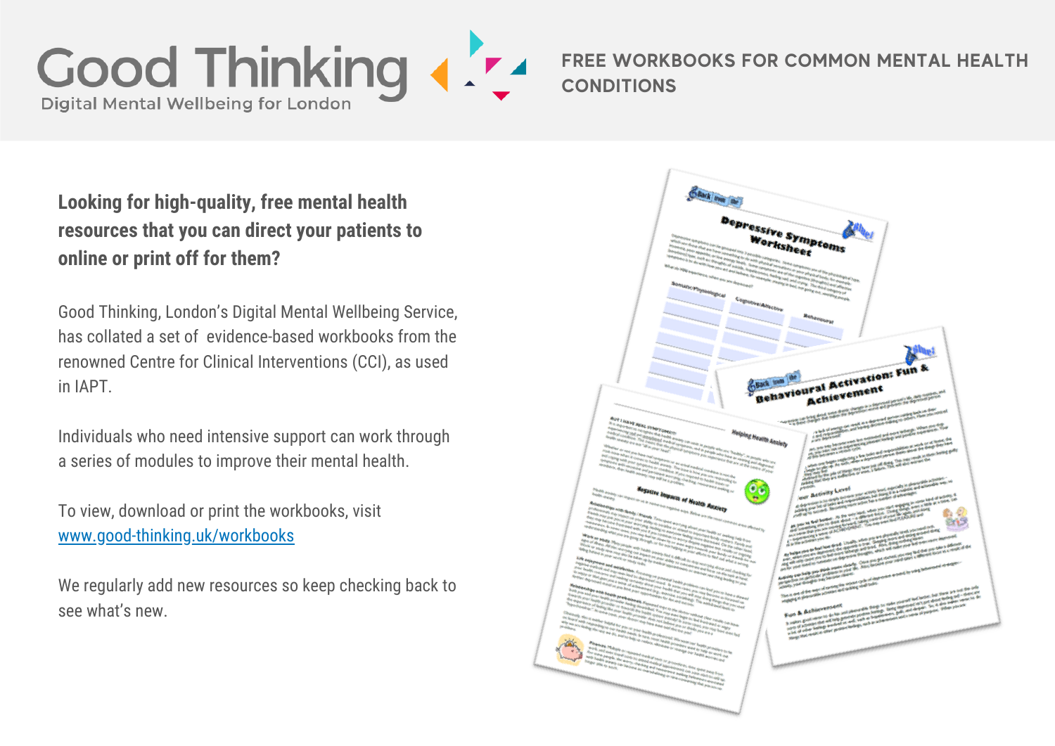# Good Thinking

Digital Mental Wellbeing for London

## FREE WORKBOOKS FOR COMMON MENTAL HEALTH CONDITIONS

**Looking for high-quality, free mental health resources that you can direct your patients to online or print off for them?**

Good Thinking, London's Digital Mental Wellbeing Service, has collated a set of evidence-based workbooks from the renowned Centre for Clinical Interventions (CCI), as used in IAPT.

Individuals who need intensive support can work through a series of modules to improve their mental health.

To view, download or print the workbooks, visit [www.good-thinking.uk/workbooks](www.good-thinking.uk/workbooks)

We regularly add new resources so keep checking back to see what's new.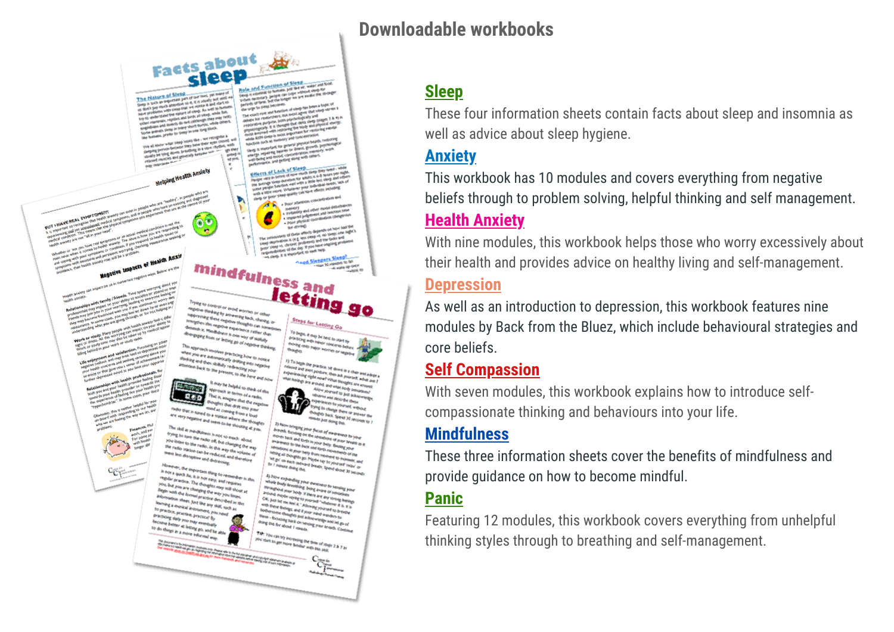## Downloadable workbooks

### Sleep

These four information sheets contain facts about sleep and insomnia as well as advice about sleep hygiene.

### Anxiety

This workbook has 10 modules and covers everything from negative beliefs through to problem solving, helpful thinking and self management.

### Health Anxiety

With nine modules, this workbook helps those who worry excessively about their health and provides advice on healthy living and self-management.

### Depression

As well as an introduction to depression, this workbook features nine modules by Back from the Bluez, which include behavioural strategies and core beliefs.

### Self Compassion

With seven modules, this workbook explains how to introduce self-compassionate thinking and behaviours into your life.

### Mindfulness

These three information sheets cover the benefits of mindfulness and provide guidance on how to become mindful.

### Panic

Featuring 12 modules, this workbook covers everything from unhelpful thinking styles through to breathing and self-management.